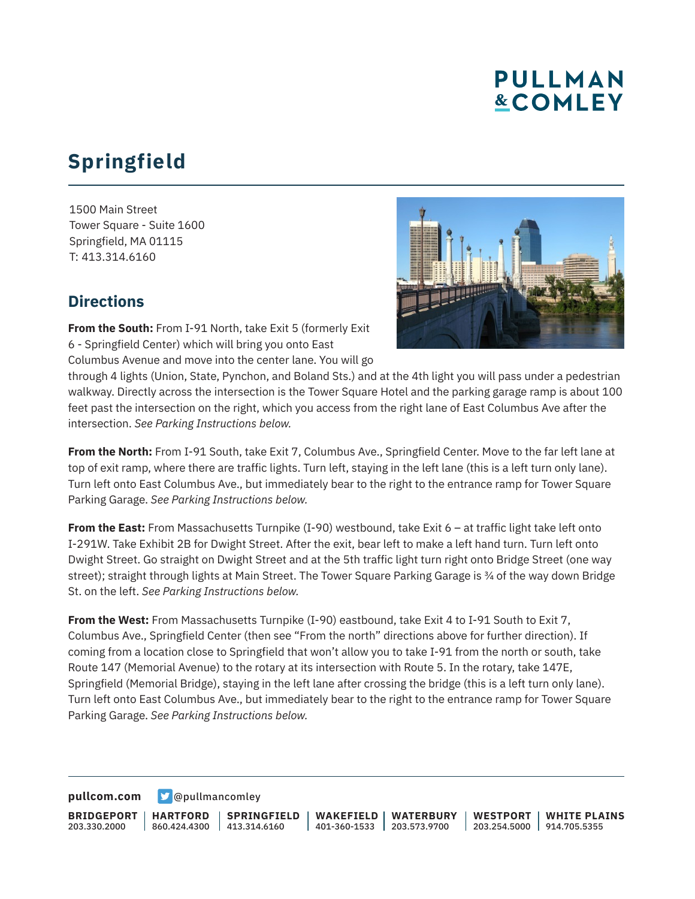# Springfield

1500 Main Street
Tower Square - Suite 1600
Springfield, MA 01115
T: 413.314.6160

## Directions

**From the South:** From I-91 North, take Exit 5 (formerly Exit 6 - Springfield Center) which will bring you onto East Columbus Avenue and move into the center lane. You will go through 4 lights (Union, State, Pynchon, and Boland Sts.) and at the 4th light you will pass under a pedestrian walkway. Directly across the intersection is the Tower Square Hotel and the parking garage ramp is about 100 feet past the intersection on the right, which you access from the right lane of East Columbus Ave after the intersection. *See Parking Instructions below.*

**From the North:** From I-91 South, take Exit 7, Columbus Ave., Springfield Center. Move to the far left lane at top of exit ramp, where there are traffic lights. Turn left, staying in the left lane (this is a left turn only lane). Turn left onto East Columbus Ave., but immediately bear to the right to the entrance ramp for Tower Square Parking Garage. *See Parking Instructions below.*

**From the East:** From Massachusetts Turnpike (I-90) westbound, take Exit 6 – at traffic light take left onto I-291W. Take Exhibit 2B for Dwight Street. After the exit, bear left to make a left hand turn. Turn left onto Dwight Street. Go straight on Dwight Street and at the 5th traffic light turn right onto Bridge Street (one way street); straight through lights at Main Street. The Tower Square Parking Garage is ¾ of the way down Bridge St. on the left. *See Parking Instructions below.*

**From the West:** From Massachusetts Turnpike (I-90) eastbound, take Exit 4 to I-91 South to Exit 7, Columbus Ave., Springfield Center (then see "From the north" directions above for further direction). If coming from a location close to Springfield that won't allow you to take I-91 from the north or south, take Route 147 (Memorial Avenue) to the rotary at its intersection with Route 5. In the rotary, take 147E, Springfield (Memorial Bridge), staying in the left lane after crossing the bridge (this is a left turn only lane). Turn left onto East Columbus Ave., but immediately bear to the right to the entrance ramp for Tower Square Parking Garage. *See Parking Instructions below.*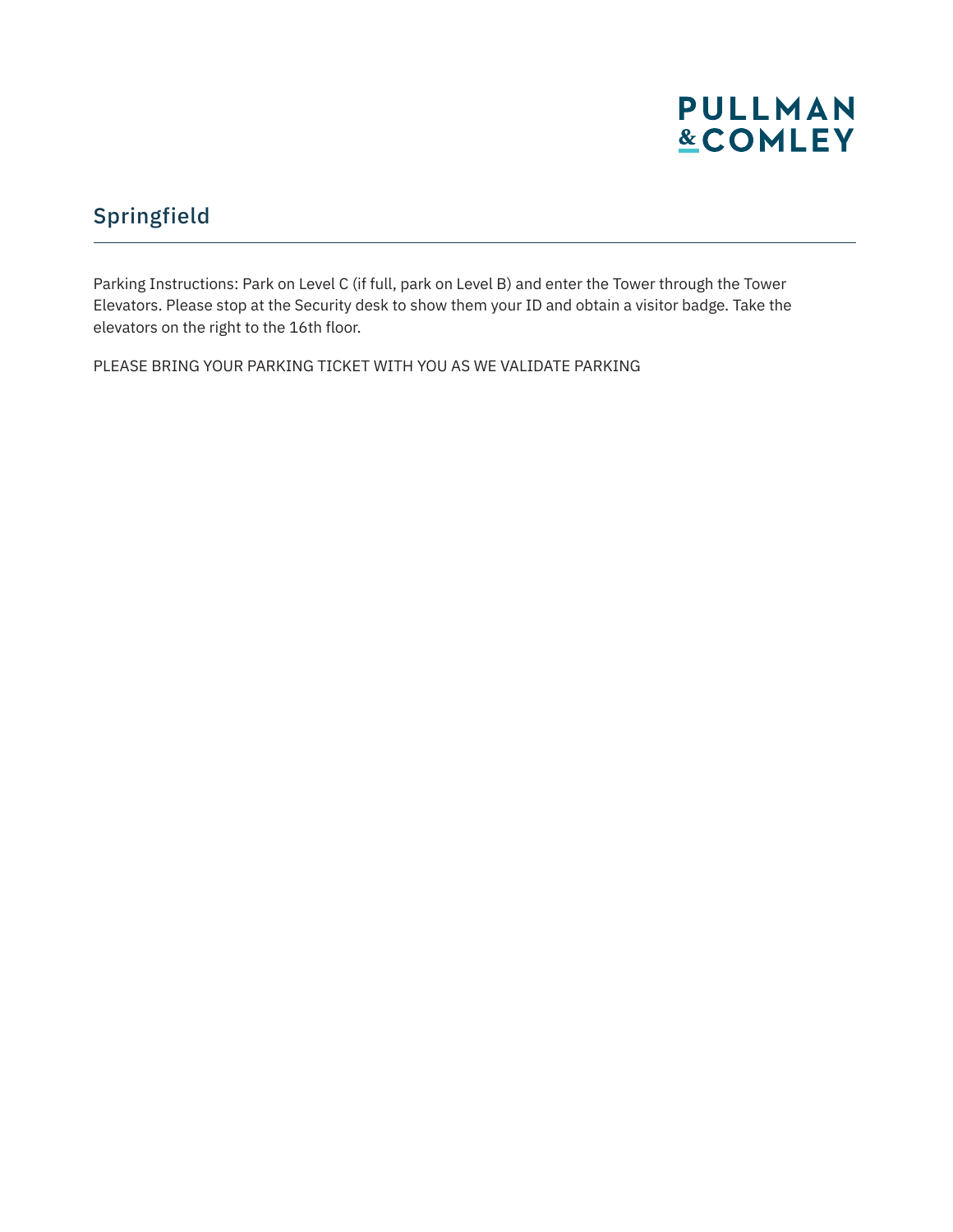PULLMAN & COMLEY

## Springfield

---

Parking Instructions: Park on Level C (if full, park on Level B) and enter the Tower through the Tower Elevators. Please stop at the Security desk to show them your ID and obtain a visitor badge. Take the elevators on the right to the 16th floor.

PLEASE BRING YOUR PARKING TICKET WITH YOU AS WE VALIDATE PARKING